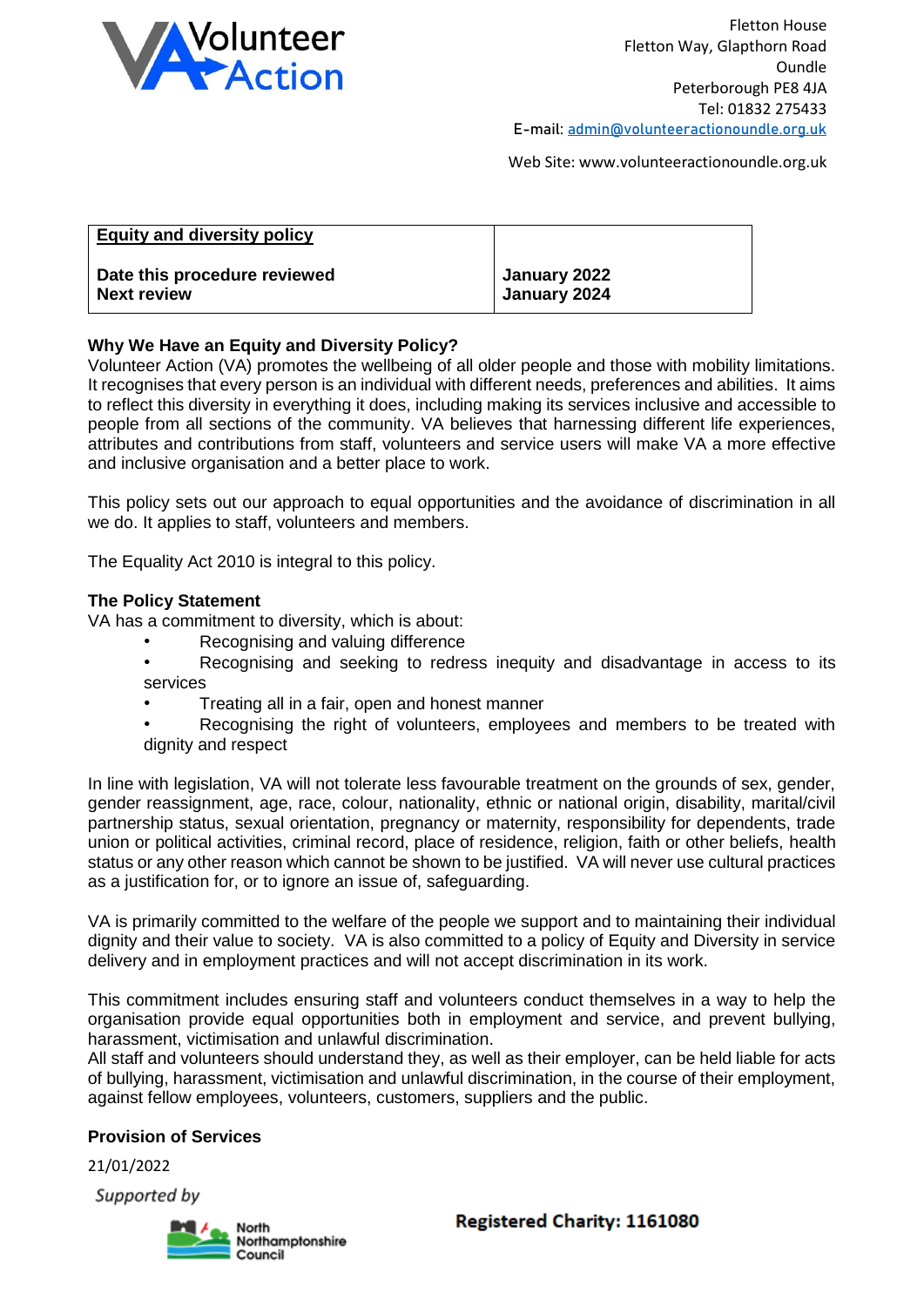Volunteer Action

Fletton House
Fletton Way, Glapthorn Road
Oundle
Peterborough PE8 4JA
Tel: 01832 275433
E-mail: admin@volunteeractionoundle.org.uk

Web Site: www.volunteeractionoundle.org.uk

| **Equity and diversity policy** | |
|---|---|
| **Date this procedure reviewed** | **January 2022** |
| **Next review** | **January 2024** |

**Why We Have an Equity and Diversity Policy?**

Volunteer Action (VA) promotes the wellbeing of all older people and those with mobility limitations. It recognises that every person is an individual with different needs, preferences and abilities. It aims to reflect this diversity in everything it does, including making its services inclusive and accessible to people from all sections of the community. VA believes that harnessing different life experiences, attributes and contributions from staff, volunteers and service users will make VA a more effective and inclusive organisation and a better place to work.

This policy sets out our approach to equal opportunities and the avoidance of discrimination in all we do. It applies to staff, volunteers and members.

The Equality Act 2010 is integral to this policy.

**The Policy Statement**

VA has a commitment to diversity, which is about:

- Recognising and valuing difference
- Recognising and seeking to redress inequity and disadvantage in access to its services
- Treating all in a fair, open and honest manner
- Recognising the right of volunteers, employees and members to be treated with dignity and respect

In line with legislation, VA will not tolerate less favourable treatment on the grounds of sex, gender, gender reassignment, age, race, colour, nationality, ethnic or national origin, disability, marital/civil partnership status, sexual orientation, pregnancy or maternity, responsibility for dependents, trade union or political activities, criminal record, place of residence, religion, faith or other beliefs, health status or any other reason which cannot be shown to be justified. VA will never use cultural practices as a justification for, or to ignore an issue of, safeguarding.

VA is primarily committed to the welfare of the people we support and to maintaining their individual dignity and their value to society. VA is also committed to a policy of Equity and Diversity in service delivery and in employment practices and will not accept discrimination in its work.

This commitment includes ensuring staff and volunteers conduct themselves in a way to help the organisation provide equal opportunities both in employment and service, and prevent bullying, harassment, victimisation and unlawful discrimination.
All staff and volunteers should understand they, as well as their employer, can be held liable for acts of bullying, harassment, victimisation and unlawful discrimination, in the course of their employment, against fellow employees, volunteers, customers, suppliers and the public.

**Provision of Services**

21/01/2022

Supported by North Northamptonshire Council

**Registered Charity: 1161080**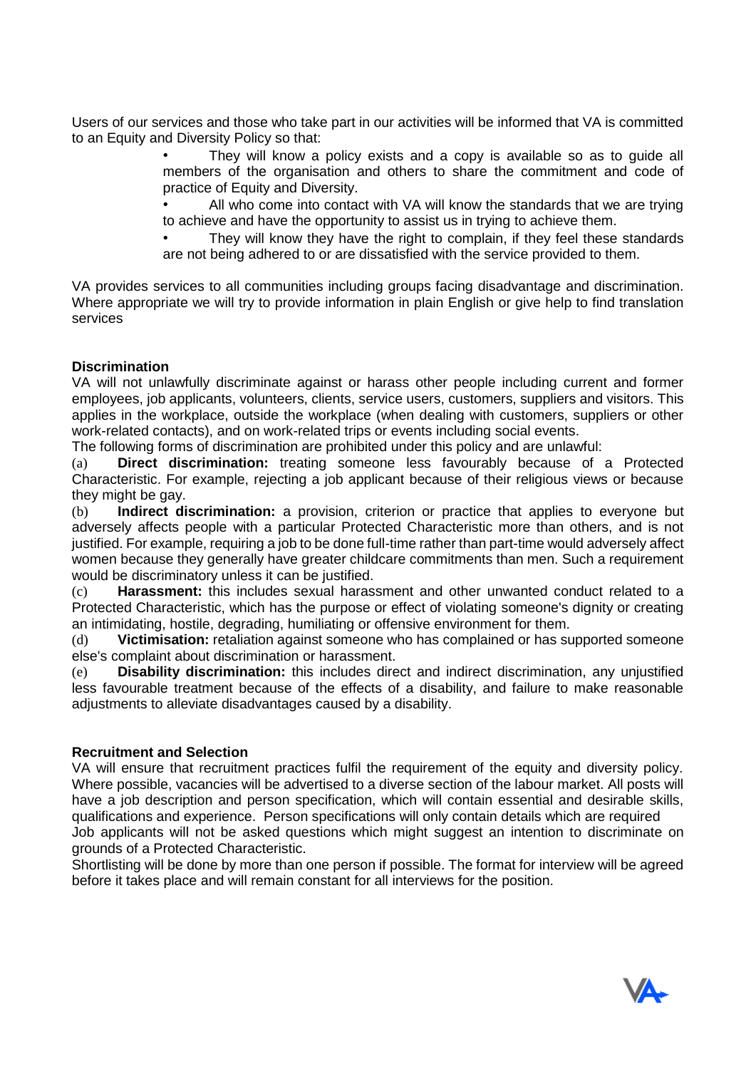Users of our services and those who take part in our activities will be informed that VA is committed to an Equity and Diversity Policy so that:

- They will know a policy exists and a copy is available so as to guide all members of the organisation and others to share the commitment and code of practice of Equity and Diversity.
- All who come into contact with VA will know the standards that we are trying to achieve and have the opportunity to assist us in trying to achieve them.
- They will know they have the right to complain, if they feel these standards are not being adhered to or are dissatisfied with the service provided to them.

VA provides services to all communities including groups facing disadvantage and discrimination. Where appropriate we will try to provide information in plain English or give help to find translation services

**Discrimination**

VA will not unlawfully discriminate against or harass other people including current and former employees, job applicants, volunteers, clients, service users, customers, suppliers and visitors. This applies in the workplace, outside the workplace (when dealing with customers, suppliers or other work-related contacts), and on work-related trips or events including social events.

The following forms of discrimination are prohibited under this policy and are unlawful:

(a) **Direct discrimination:** treating someone less favourably because of a Protected Characteristic. For example, rejecting a job applicant because of their religious views or because they might be gay.

(b) **Indirect discrimination:** a provision, criterion or practice that applies to everyone but adversely affects people with a particular Protected Characteristic more than others, and is not justified. For example, requiring a job to be done full-time rather than part-time would adversely affect women because they generally have greater childcare commitments than men. Such a requirement would be discriminatory unless it can be justified.

(c) **Harassment:** this includes sexual harassment and other unwanted conduct related to a Protected Characteristic, which has the purpose or effect of violating someone's dignity or creating an intimidating, hostile, degrading, humiliating or offensive environment for them.

(d) **Victimisation:** retaliation against someone who has complained or has supported someone else's complaint about discrimination or harassment.

(e) **Disability discrimination:** this includes direct and indirect discrimination, any unjustified less favourable treatment because of the effects of a disability, and failure to make reasonable adjustments to alleviate disadvantages caused by a disability.

**Recruitment and Selection**

VA will ensure that recruitment practices fulfil the requirement of the equity and diversity policy. Where possible, vacancies will be advertised to a diverse section of the labour market. All posts will have a job description and person specification, which will contain essential and desirable skills, qualifications and experience. Person specifications will only contain details which are required

Job applicants will not be asked questions which might suggest an intention to discriminate on grounds of a Protected Characteristic.

Shortlisting will be done by more than one person if possible. The format for interview will be agreed before it takes place and will remain constant for all interviews for the position.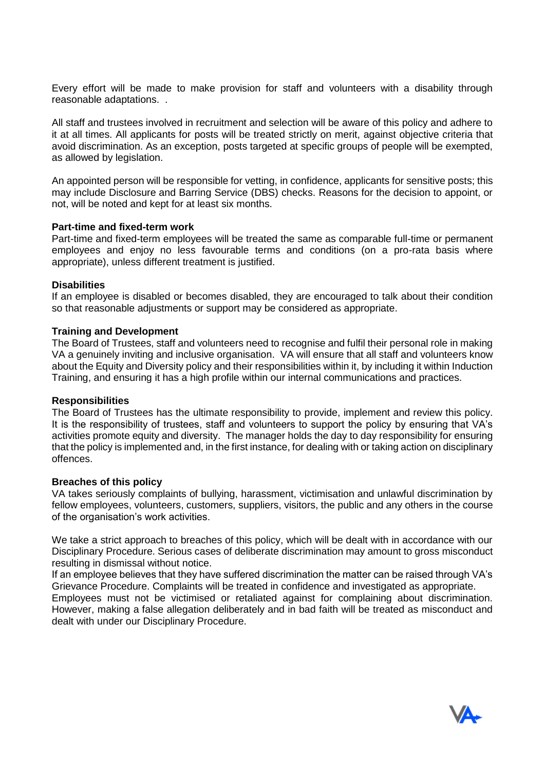Every effort will be made to make provision for staff and volunteers with a disability through reasonable adaptations. .

All staff and trustees involved in recruitment and selection will be aware of this policy and adhere to it at all times. All applicants for posts will be treated strictly on merit, against objective criteria that avoid discrimination. As an exception, posts targeted at specific groups of people will be exempted, as allowed by legislation.

An appointed person will be responsible for vetting, in confidence, applicants for sensitive posts; this may include Disclosure and Barring Service (DBS) checks. Reasons for the decision to appoint, or not, will be noted and kept for at least six months.

**Part-time and fixed-term work**

Part-time and fixed-term employees will be treated the same as comparable full-time or permanent employees and enjoy no less favourable terms and conditions (on a pro-rata basis where appropriate), unless different treatment is justified.

**Disabilities**

If an employee is disabled or becomes disabled, they are encouraged to talk about their condition so that reasonable adjustments or support may be considered as appropriate.

**Training and Development**

The Board of Trustees, staff and volunteers need to recognise and fulfil their personal role in making VA a genuinely inviting and inclusive organisation. VA will ensure that all staff and volunteers know about the Equity and Diversity policy and their responsibilities within it, by including it within Induction Training, and ensuring it has a high profile within our internal communications and practices.

**Responsibilities**

The Board of Trustees has the ultimate responsibility to provide, implement and review this policy. It is the responsibility of trustees, staff and volunteers to support the policy by ensuring that VA's activities promote equity and diversity. The manager holds the day to day responsibility for ensuring that the policy is implemented and, in the first instance, for dealing with or taking action on disciplinary offences.

**Breaches of this policy**

VA takes seriously complaints of bullying, harassment, victimisation and unlawful discrimination by fellow employees, volunteers, customers, suppliers, visitors, the public and any others in the course of the organisation's work activities.

We take a strict approach to breaches of this policy, which will be dealt with in accordance with our Disciplinary Procedure. Serious cases of deliberate discrimination may amount to gross misconduct resulting in dismissal without notice.

If an employee believes that they have suffered discrimination the matter can be raised through VA's Grievance Procedure. Complaints will be treated in confidence and investigated as appropriate.

Employees must not be victimised or retaliated against for complaining about discrimination. However, making a false allegation deliberately and in bad faith will be treated as misconduct and dealt with under our Disciplinary Procedure.